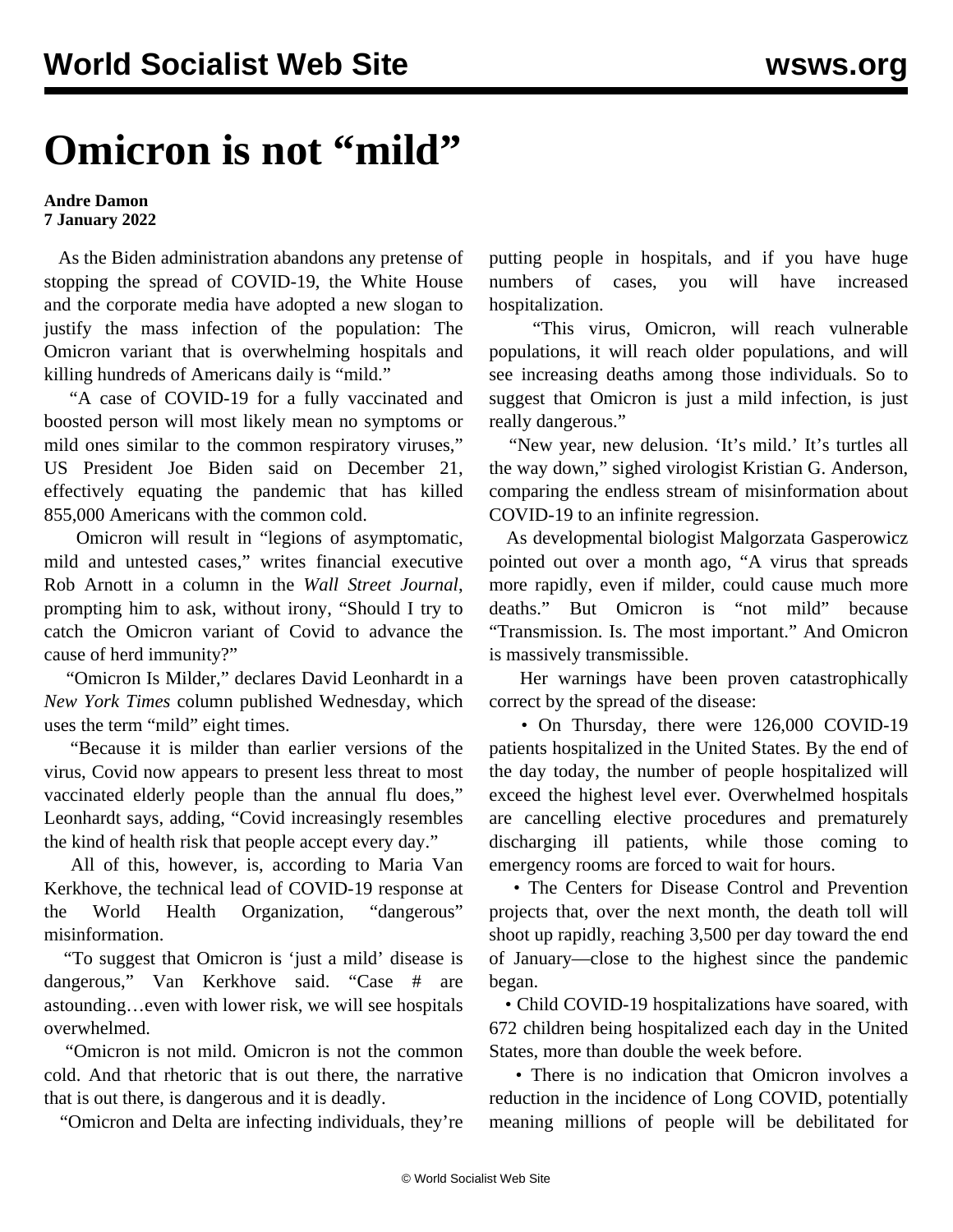# Omicron is not "mild"

**Andre Damon**
**7 January 2022**

As the Biden administration abandons any pretense of stopping the spread of COVID-19, the White House and the corporate media have adopted a new slogan to justify the mass infection of the population: The Omicron variant that is overwhelming hospitals and killing hundreds of Americans daily is "mild."

"A case of COVID-19 for a fully vaccinated and boosted person will most likely mean no symptoms or mild ones similar to the common respiratory viruses," US President Joe Biden said on December 21, effectively equating the pandemic that has killed 855,000 Americans with the common cold.

Omicron will result in "legions of asymptomatic, mild and untested cases," writes financial executive Rob Arnott in a column in the *Wall Street Journal*, prompting him to ask, without irony, "Should I try to catch the Omicron variant of Covid to advance the cause of herd immunity?"

"Omicron Is Milder," declares David Leonhardt in a *New York Times* column published Wednesday, which uses the term "mild" eight times.

"Because it is milder than earlier versions of the virus, Covid now appears to present less threat to most vaccinated elderly people than the annual flu does," Leonhardt says, adding, "Covid increasingly resembles the kind of health risk that people accept every day."

All of this, however, is, according to Maria Van Kerkhove, the technical lead of COVID-19 response at the World Health Organization, "dangerous" misinformation.

"To suggest that Omicron is 'just a mild' disease is dangerous," Van Kerkhove said. "Case # are astounding…even with lower risk, we will see hospitals overwhelmed.

"Omicron is not mild. Omicron is not the common cold. And that rhetoric that is out there, the narrative that is out there, is dangerous and it is deadly.

"Omicron and Delta are infecting individuals, they're putting people in hospitals, and if you have huge numbers of cases, you will have increased hospitalization.

"This virus, Omicron, will reach vulnerable populations, it will reach older populations, and will see increasing deaths among those individuals. So to suggest that Omicron is just a mild infection, is just really dangerous."

"New year, new delusion. 'It's mild.' It's turtles all the way down," sighed virologist Kristian G. Anderson, comparing the endless stream of misinformation about COVID-19 to an infinite regression.

As developmental biologist Malgorzata Gasperowicz pointed out over a month ago, "A virus that spreads more rapidly, even if milder, could cause much more deaths." But Omicron is "not mild" because "Transmission. Is. The most important." And Omicron is massively transmissible.

Her warnings have been proven catastrophically correct by the spread of the disease:

- On Thursday, there were 126,000 COVID-19 patients hospitalized in the United States. By the end of the day today, the number of people hospitalized will exceed the highest level ever. Overwhelmed hospitals are cancelling elective procedures and prematurely discharging ill patients, while those coming to emergency rooms are forced to wait for hours.
- The Centers for Disease Control and Prevention projects that, over the next month, the death toll will shoot up rapidly, reaching 3,500 per day toward the end of January—close to the highest since the pandemic began.
- Child COVID-19 hospitalizations have soared, with 672 children being hospitalized each day in the United States, more than double the week before.
- There is no indication that Omicron involves a reduction in the incidence of Long COVID, potentially meaning millions of people will be debilitated for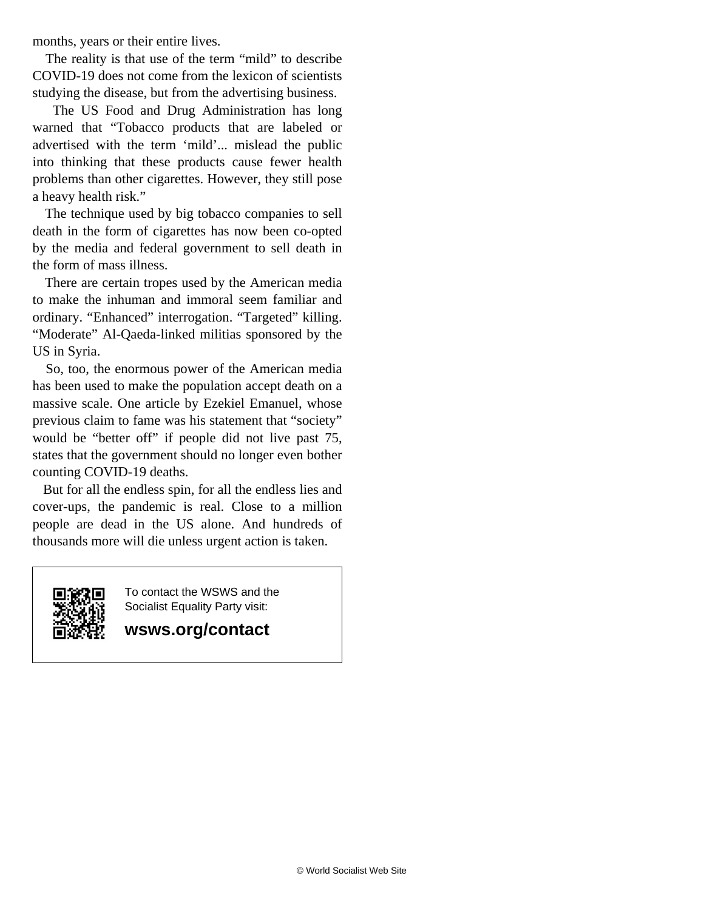months, years or their entire lives.

The reality is that use of the term "mild" to describe COVID-19 does not come from the lexicon of scientists studying the disease, but from the advertising business.

The US Food and Drug Administration has long warned that "Tobacco products that are labeled or advertised with the term 'mild'... mislead the public into thinking that these products cause fewer health problems than other cigarettes. However, they still pose a heavy health risk."

The technique used by big tobacco companies to sell death in the form of cigarettes has now been co-opted by the media and federal government to sell death in the form of mass illness.

There are certain tropes used by the American media to make the inhuman and immoral seem familiar and ordinary. "Enhanced" interrogation. "Targeted" killing. "Moderate" Al-Qaeda-linked militias sponsored by the US in Syria.

So, too, the enormous power of the American media has been used to make the population accept death on a massive scale. One article by Ezekiel Emanuel, whose previous claim to fame was his statement that "society" would be "better off" if people did not live past 75, states that the government should no longer even bother counting COVID-19 deaths.

But for all the endless spin, for all the endless lies and cover-ups, the pandemic is real. Close to a million people are dead in the US alone. And hundreds of thousands more will die unless urgent action is taken.

To contact the WSWS and the Socialist Equality Party visit:

**wsws.org/contact**